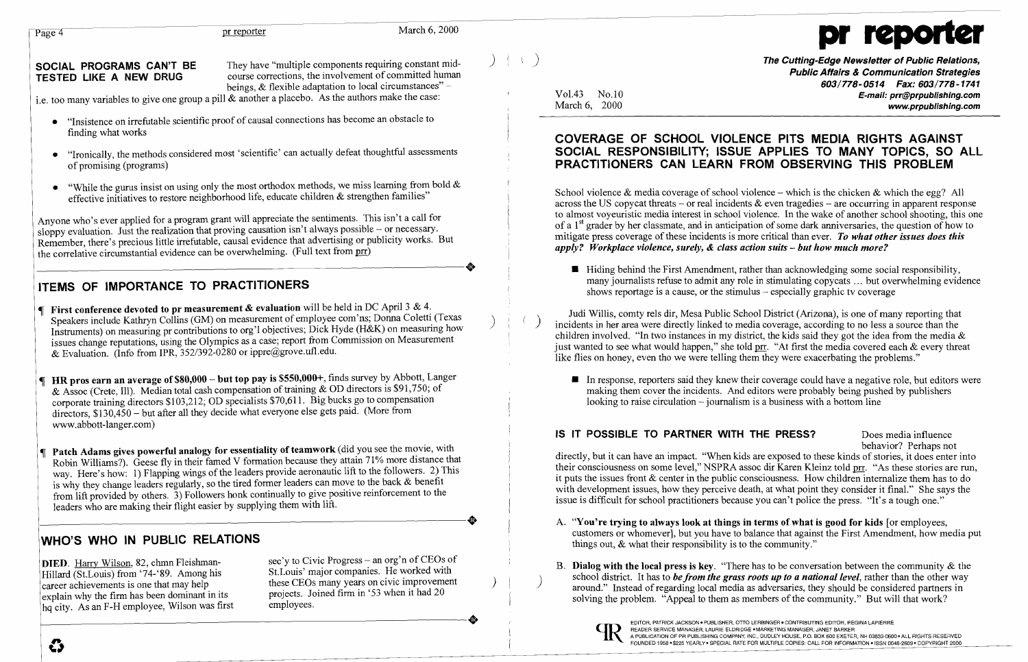## SOCIAL PROGRAMS CAN'T BE TESTED LIKE A NEW DRUG

They have "multiple components requiring constant mid-course corrections, the involvement of committed human beings, & flexible adaptation to local circumstances" – i.e. too many variables to give one group a pill & another a placebo. As the authors make the case:

- "Insistence on irrefutable scientific proof of causal connections has become an obstacle to finding what works
- "Ironically, the methods considered most 'scientific' can actually defeat thoughtful assessments of promising (programs)
- "While the gurus insist on using only the most orthodox methods, we miss learning from bold & effective initiatives to restore neighborhood life, educate children & strengthen families"

Anyone who's ever applied for a program grant will appreciate the sentiments. This isn't a call for sloppy evaluation. Just the realization that proving causation isn't always possible – or necessary. Remember, there's precious little irrefutable, causal evidence that advertising or publicity works. But the correlative circumstantial evidence can be overwhelming. (Full text from prr)

## ITEMS OF IMPORTANCE TO PRACTITIONERS

¶ **First conference devoted to pr measurement & evaluation** will be held in DC April 3 & 4. Speakers include Kathryn Collins (GM) on measurement of employee com'ns; Donna Coletti (Texas Instruments) on measuring pr contributions to org'l objectives; Dick Hyde (H&K) on measuring how issues change reputations, using the Olympics as a case; report from Commission on Measurement & Evaluation. (Info from IPR, 352/392-0280 or ippre@grove.ufl.edu.

¶ **HR pros earn an average of $80,000 – but top pay is $550,000+**, finds survey by Abbott, Langer & Assoc (Crete, Ill). Median total cash compensation of training & OD directors is $91,750; of corporate training directors $103,212; OD specialists $70,611. Big bucks go to compensation directors, $130,450 – but after all they decide what everyone else gets paid. (More from www.abbott-langer.com)

¶ **Patch Adams gives powerful analogy for essentiality of teamwork** (did you see the movie, with Robin Williams?). Geese fly in their famed V formation because they attain 71% more distance that way. Here's how: 1) Flapping wings of the leaders provide aeronautic lift to the followers. 2) This is why they change leaders regularly, so the tired former leaders can move to the back & benefit from lift provided by others. 3) Followers honk continually to give positive reinforcement to the leaders who are making their flight easier by supplying them with lift.

## WHO'S WHO IN PUBLIC RELATIONS

**DIED**. Harry Wilson, 82, chmn Fleishman-Hillard (St.Louis) from '74-'89. Among his career achievements is one that may help explain why the firm has been dominant in its hq city. As an F-H employee, Wilson was first sec'y to Civic Progress – an org'n of CEOs of St.Louis' major companies. He worked with these CEOs many years on civic improvement projects. Joined firm in '53 when it had 20 employees.

# pr reporter

**The Cutting-Edge Newsletter of Public Relations, Public Affairs & Communication Strategies**
603/778-0514 Fax: 603/778-1741
E-mail: prr@prpublishing.com
www.prpublishing.com

Vol.43 No.10
March 6, 2000

## COVERAGE OF SCHOOL VIOLENCE PITS MEDIA RIGHTS AGAINST SOCIAL RESPONSIBILITY; ISSUE APPLIES TO MANY TOPICS, SO ALL PRACTITIONERS CAN LEARN FROM OBSERVING THIS PROBLEM

School violence & media coverage of school violence – which is the chicken & which the egg? All across the US copycat threats – or real incidents & even tragedies – are occurring in apparent response to almost voyeuristic media interest in school violence. In the wake of another school shooting, this one of a 1st grader by her classmate, and in anticipation of some dark anniversaries, the question of how to mitigate press coverage of these incidents is more critical than ever. ***To what other issues does this apply? Workplace violence, surely, & class action suits – but how much more?***

- Hiding behind the First Amendment, rather than acknowledging some social responsibility, many journalists refuse to admit any role in stimulating copycats ... but overwhelming evidence shows reportage is a cause, or the stimulus – especially graphic tv coverage

Judi Willis, comty rels dir, Mesa Public School District (Arizona), is one of many reporting that incidents in her area were directly linked to media coverage, according to no less a source than the children involved. "In two instances in my district, the kids said they got the idea from the media & just wanted to see what would happen," she told prr. "At first the media covered each & every threat like flies on honey, even tho we were telling them they were exacerbating the problems."

- In response, reporters said they knew their coverage could have a negative role, but editors were making them cover the incidents. And editors were probably being pushed by publishers looking to raise circulation – journalism is a business with a bottom line

### IS IT POSSIBLE TO PARTNER WITH THE PRESS?

Does media influence behavior? Perhaps not directly, but it can have an impact. "When kids are exposed to these kinds of stories, it does enter into their consciousness on some level," NSPRA assoc dir Karen Kleinz told prr. "As these stories are run, it puts the issues front & center in the public consciousness. How children internalize them has to do with development issues, how they perceive death, at what point they consider it final." She says the issue is difficult for school practitioners because you can't police the press. "It's a tough one."

A. **"You're trying to always look at things in terms of what is good for kids** [or employees, customers or whomever], but you have to balance that against the First Amendment, how media put things out, & what their responsibility is to the community."

B. **Dialog with the local press is key**. "There has to be conversation between the community & the school district. It has to ***be from the grass roots up to a national level***, rather than the other way around." Instead of regarding local media as adversaries, they should be considered partners in solving the problem. "Appeal to them as members of the community." But will that work?

EDITOR, PATRICK JACKSON • PUBLISHER, OTTO LERBINGER • CONTRIBUTING EDITOR, REGINA LAPIERRE
READER SERVICE MANAGER, LAURIE ELDRIDGE • MARKETING MANAGER, JANET BARKER
A PUBLICATION OF PR PUBLISHING COMPANY, INC., DUDLEY HOUSE, P.O. BOX 600 EXETER, NH 03833-0600 • ALL RIGHTS RESERVED
FOUNDED 1958 • $225 YEARLY • SPECIAL RATE FOR MULTIPLE COPIES: CALL FOR INFORMATION • ISSN 0048-2609 • COPYRIGHT 2000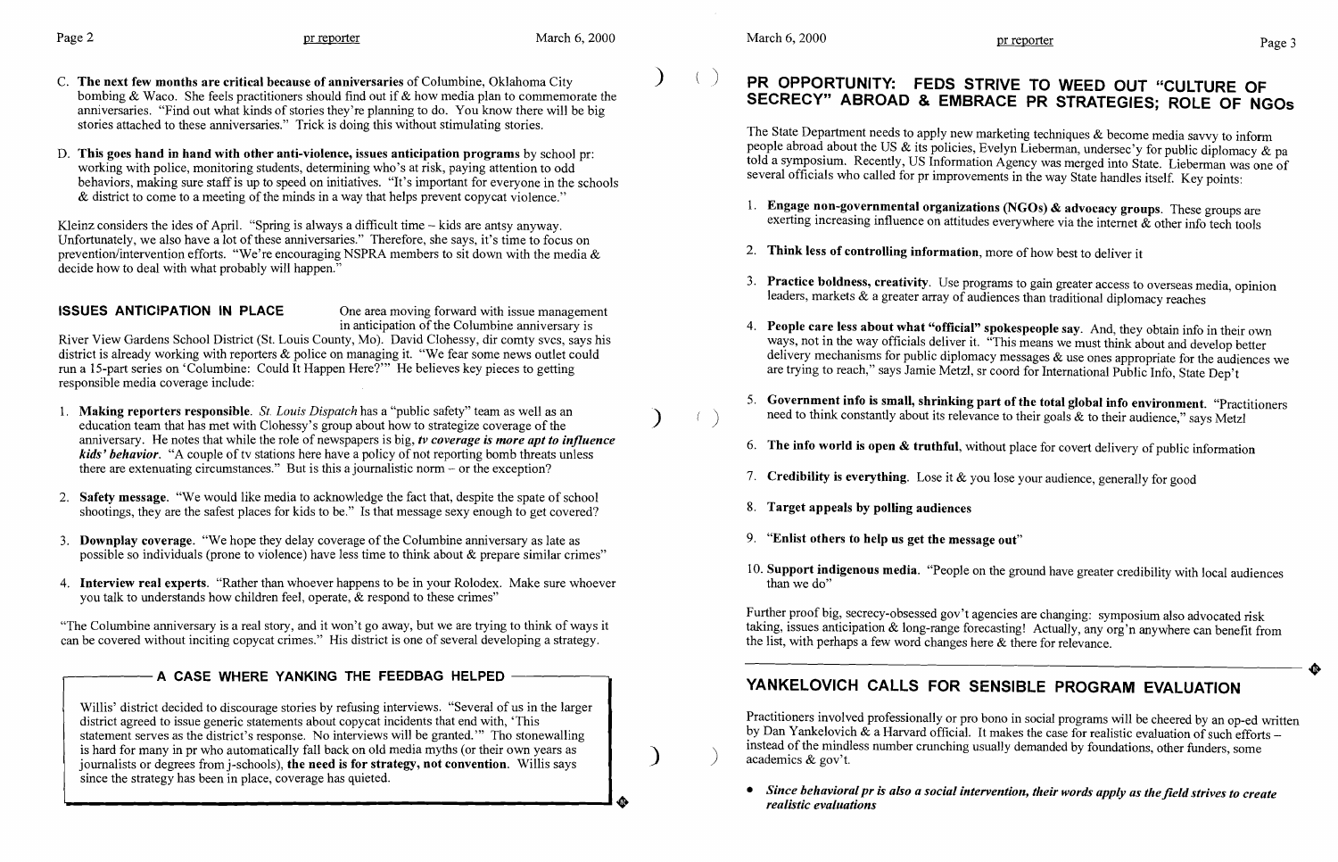C. **The next few months are critical because of anniversaries** of Columbine, Oklahoma City bombing & Waco. She feels practitioners should find out if & how media plan to commemorate the anniversaries. "Find out what kinds of stories they're planning to do. You know there will be big stories attached to these anniversaries." Trick is doing this without stimulating stories.

D. **This goes hand in hand with other anti-violence, issues anticipation programs** by school pr: working with police, monitoring students, determining who's at risk, paying attention to odd behaviors, making sure staff is up to speed on initiatives. "It's important for everyone in the schools & district to come to a meeting of the minds in a way that helps prevent copycat violence."

Kleinz considers the ides of April. "Spring is always a difficult time – kids are antsy anyway. Unfortunately, we also have a lot of these anniversaries." Therefore, she says, it's time to focus on prevention/intervention efforts. "We're encouraging NSPRA members to sit down with the media & decide how to deal with what probably will happen."

## ISSUES ANTICIPATION IN PLACE

One area moving forward with issue management in anticipation of the Columbine anniversary is River View Gardens School District (St. Louis County, Mo). David Clohessy, dir comty svcs, says his district is already working with reporters & police on managing it. "We fear some news outlet could run a 15-part series on 'Columbine: Could It Happen Here?'" He believes key pieces to getting responsible media coverage include:

1. **Making reporters responsible.** *St. Louis Dispatch* has a "public safety" team as well as an education team that has met with Clohessy's group about how to strategize coverage of the anniversary. He notes that while the role of newspapers is big, ***tv coverage is more apt to influence kids' behavior***. "A couple of tv stations here have a policy of not reporting bomb threats unless there are extenuating circumstances." But is this a journalistic norm – or the exception?

2. **Safety message.** "We would like media to acknowledge the fact that, despite the spate of school shootings, they are the safest places for kids to be." Is that message sexy enough to get covered?

3. **Downplay coverage.** "We hope they delay coverage of the Columbine anniversary as late as possible so individuals (prone to violence) have less time to think about & prepare similar crimes"

4. **Interview real experts.** "Rather than whoever happens to be in your Rolodex. Make sure whoever you talk to understands how children feel, operate, & respond to these crimes"

"The Columbine anniversary is a real story, and it won't go away, but we are trying to think of ways it can be covered without inciting copycat crimes." His district is one of several developing a strategy.

### A CASE WHERE YANKING THE FEEDBAG HELPED

Willis' district decided to discourage stories by refusing interviews. "Several of us in the larger district agreed to issue generic statements about copycat incidents that end with, 'This statement serves as the district's response. No interviews will be granted.'" Tho stonewalling is hard for many in pr who automatically fall back on old media myths (or their own years as journalists or degrees from j-schools), **the need is for strategy, not convention.** Willis says since the strategy has been in place, coverage has quieted.

## PR OPPORTUNITY: FEDS STRIVE TO WEED OUT "CULTURE OF SECRECY" ABROAD & EMBRACE PR STRATEGIES; ROLE OF NGOs

The State Department needs to apply new marketing techniques & become media savvy to inform people abroad about the US & its policies, Evelyn Lieberman, undersec'y for public diplomacy & pa told a symposium. Recently, US Information Agency was merged into State. Lieberman was one of several officials who called for pr improvements in the way State handles itself. Key points:

1. **Engage non-governmental organizations (NGOs) & advocacy groups.** These groups are exerting increasing influence on attitudes everywhere via the internet & other info tech tools

2. **Think less of controlling information,** more of how best to deliver it

3. **Practice boldness, creativity.** Use programs to gain greater access to overseas media, opinion leaders, markets & a greater array of audiences than traditional diplomacy reaches

4. **People care less about what "official" spokespeople say.** And, they obtain info in their own ways, not in the way officials deliver it. "This means we must think about and develop better delivery mechanisms for public diplomacy messages & use ones appropriate for the audiences we are trying to reach," says Jamie Metzl, sr coord for International Public Info, State Dep't

5. **Government info is small, shrinking part of the total global info environment.** "Practitioners need to think constantly about its relevance to their goals & to their audience," says Metzl

6. **The info world is open & truthful,** without place for covert delivery of public information

7. **Credibility is everything.** Lose it & you lose your audience, generally for good

8. **Target appeals by polling audiences**

9. **"Enlist others to help us get the message out"**

10. **Support indigenous media.** "People on the ground have greater credibility with local audiences than we do"

Further proof big, secrecy-obsessed gov't agencies are changing: symposium also advocated risk taking, issues anticipation & long-range forecasting! Actually, any org'n anywhere can benefit from the list, with perhaps a few word changes here & there for relevance.

## YANKELOVICH CALLS FOR SENSIBLE PROGRAM EVALUATION

Practitioners involved professionally or pro bono in social programs will be cheered by an op-ed written by Dan Yankelovich & a Harvard official. It makes the case for realistic evaluation of such efforts – instead of the mindless number crunching usually demanded by foundations, other funders, some academics & gov't.

- ***Since behavioral pr is also a social intervention, their words apply as the field strives to create realistic evaluations***